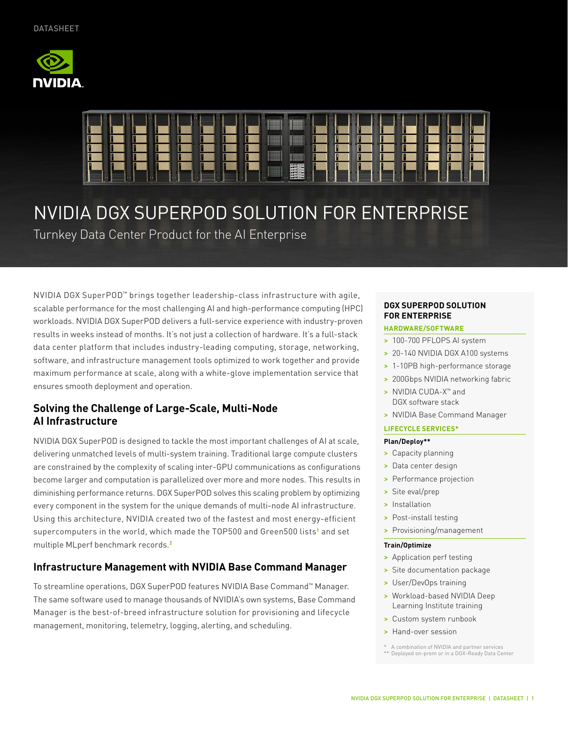DATASHEET

# NVIDIA DGX SUPERPOD SOLUTION FOR ENTERPRISE

Turnkey Data Center Product for the AI Enterprise

NVIDIA DGX SuperPOD™ brings together leadership-class infrastructure with agile, scalable performance for the most challenging AI and high-performance computing (HPC) workloads. NVIDIA DGX SuperPOD delivers a full-service experience with industry-proven results in weeks instead of months. It's not just a collection of hardware. It's a full-stack data center platform that includes industry-leading computing, storage, networking, software, and infrastructure management tools optimized to work together and provide maximum performance at scale, along with a white-glove implementation service that ensures smooth deployment and operation.

## Solving the Challenge of Large-Scale, Multi-Node AI Infrastructure

NVIDIA DGX SuperPOD is designed to tackle the most important challenges of AI at scale, delivering unmatched levels of multi-system training. Traditional large compute clusters are constrained by the complexity of scaling inter-GPU communications as configurations become larger and computation is parallelized over more and more nodes. This results in diminishing performance returns. DGX SuperPOD solves this scaling problem by optimizing every component in the system for the unique demands of multi-node AI infrastructure. Using this architecture, NVIDIA created two of the fastest and most energy-efficient supercomputers in the world, which made the TOP500 and Green500 lists[1] and set multiple MLperf benchmark records.[2]

## Infrastructure Management with NVIDIA Base Command Manager

To streamline operations, DGX SuperPOD features NVIDIA Base Command™ Manager. The same software used to manage thousands of NVIDIA's own systems, Base Command Manager is the best-of-breed infrastructure solution for provisioning and lifecycle management, monitoring, telemetry, logging, alerting, and scheduling.

### DGX SUPERPOD SOLUTION FOR ENTERPRISE

**HARDWARE/SOFTWARE**

- 100-700 PFLOPS AI system
- 20-140 NVIDIA DGX A100 systems
- 1-10PB high-performance storage
- 200Gbps NVIDIA networking fabric
- NVIDIA CUDA-X™ and DGX software stack
- NVIDIA Base Command Manager

**LIFECYCLE SERVICES***

**Plan/Deploy****

- Capacity planning
- Data center design
- Performance projection
- Site eval/prep
- Installation
- Post-install testing
- Provisioning/management

**Train/Optimize**

- Application perf testing
- Site documentation package
- User/DevOps training
- Workload-based NVIDIA Deep Learning Institute training
- Custom system runbook
- Hand-over session

\* A combination of NVIDIA and partner services
\** Deployed on-prem or in a DGX-Ready Data Center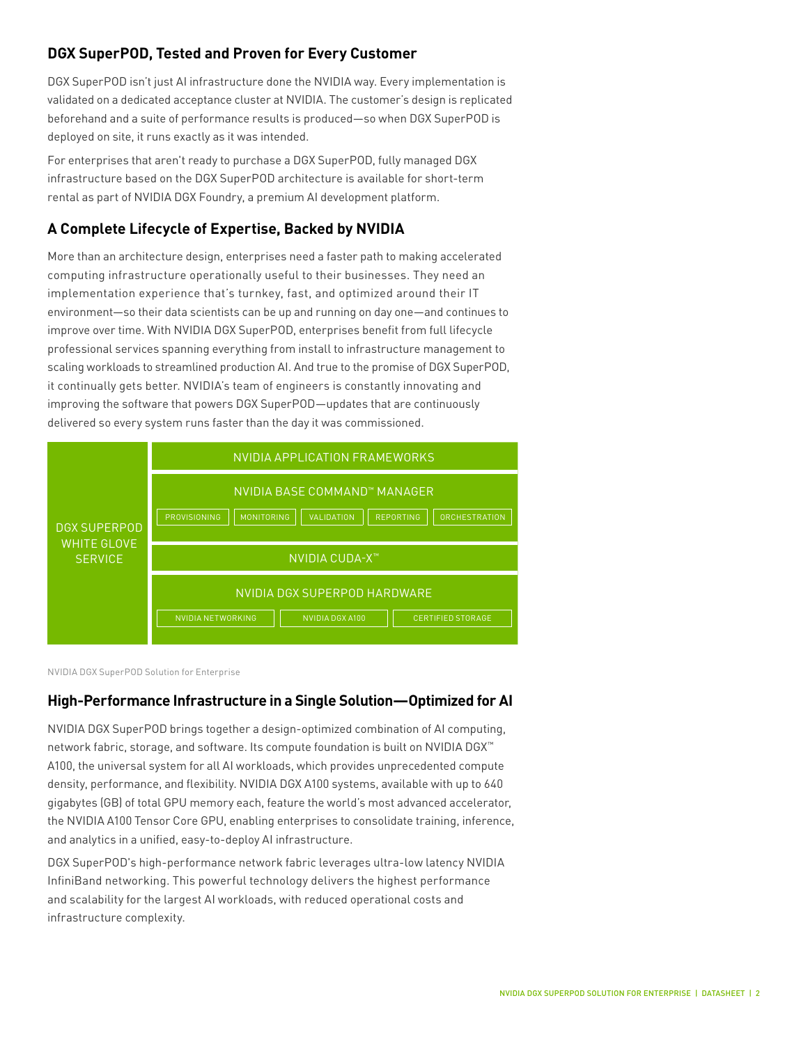## DGX SuperPOD, Tested and Proven for Every Customer

DGX SuperPOD isn't just AI infrastructure done the NVIDIA way. Every implementation is validated on a dedicated acceptance cluster at NVIDIA. The customer's design is replicated beforehand and a suite of performance results is produced—so when DGX SuperPOD is deployed on site, it runs exactly as it was intended.

For enterprises that aren't ready to purchase a DGX SuperPOD, fully managed DGX infrastructure based on the DGX SuperPOD architecture is available for short-term rental as part of NVIDIA DGX Foundry, a premium AI development platform.

## A Complete Lifecycle of Expertise, Backed by NVIDIA

More than an architecture design, enterprises need a faster path to making accelerated computing infrastructure operationally useful to their businesses. They need an implementation experience that's turnkey, fast, and optimized around their IT environment—so their data scientists can be up and running on day one—and continues to improve over time. With NVIDIA DGX SuperPOD, enterprises benefit from full lifecycle professional services spanning everything from install to infrastructure management to scaling workloads to streamlined production AI. And true to the promise of DGX SuperPOD, it continually gets better. NVIDIA's team of engineers is constantly innovating and improving the software that powers DGX SuperPOD—updates that are continuously delivered so every system runs faster than the day it was commissioned.

| DGX SUPERPOD WHITE GLOVE SERVICE | NVIDIA APPLICATION FRAMEWORKS |
|---|---|
| | NVIDIA BASE COMMAND™ MANAGER: PROVISIONING, MONITORING, VALIDATION, REPORTING, ORCHESTRATION |
| | NVIDIA CUDA-X™ |
| | NVIDIA DGX SUPERPOD HARDWARE: NVIDIA NETWORKING, NVIDIA DGX A100, CERTIFIED STORAGE |

NVIDIA DGX SuperPOD Solution for Enterprise

## High-Performance Infrastructure in a Single Solution—Optimized for AI

NVIDIA DGX SuperPOD brings together a design-optimized combination of AI computing, network fabric, storage, and software. Its compute foundation is built on NVIDIA DGX™ A100, the universal system for all AI workloads, which provides unprecedented compute density, performance, and flexibility. NVIDIA DGX A100 systems, available with up to 640 gigabytes (GB) of total GPU memory each, feature the world's most advanced accelerator, the NVIDIA A100 Tensor Core GPU, enabling enterprises to consolidate training, inference, and analytics in a unified, easy-to-deploy AI infrastructure.

DGX SuperPOD's high-performance network fabric leverages ultra-low latency NVIDIA InfiniBand networking. This powerful technology delivers the highest performance and scalability for the largest AI workloads, with reduced operational costs and infrastructure complexity.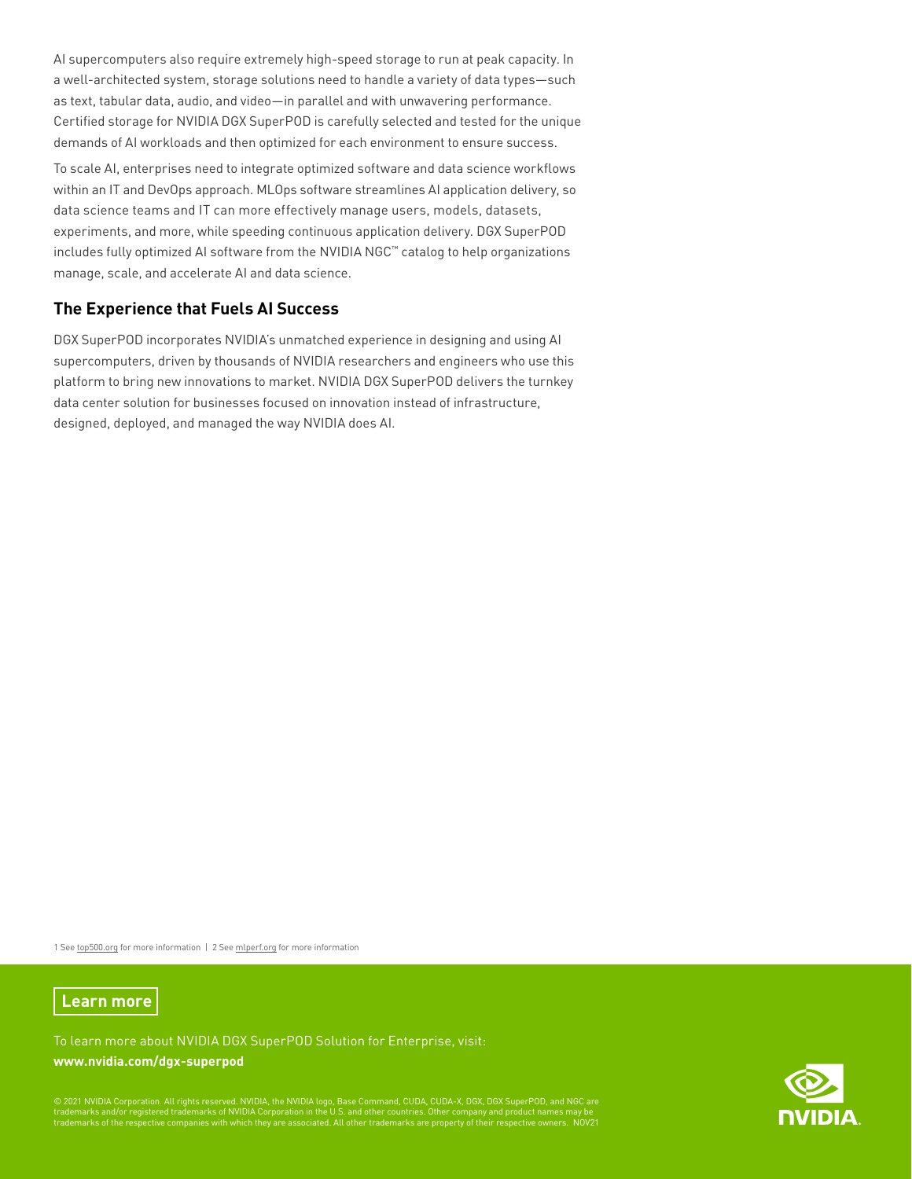AI supercomputers also require extremely high-speed storage to run at peak capacity. In a well-architected system, storage solutions need to handle a variety of data types—such as text, tabular data, audio, and video—in parallel and with unwavering performance. Certified storage for NVIDIA DGX SuperPOD is carefully selected and tested for the unique demands of AI workloads and then optimized for each environment to ensure success.

To scale AI, enterprises need to integrate optimized software and data science workflows within an IT and DevOps approach. MLOps software streamlines AI application delivery, so data science teams and IT can more effectively manage users, models, datasets, experiments, and more, while speeding continuous application delivery. DGX SuperPOD includes fully optimized AI software from the NVIDIA NGC™ catalog to help organizations manage, scale, and accelerate AI and data science.

## The Experience that Fuels AI Success

DGX SuperPOD incorporates NVIDIA's unmatched experience in designing and using AI supercomputers, driven by thousands of NVIDIA researchers and engineers who use this platform to bring new innovations to market. NVIDIA DGX SuperPOD delivers the turnkey data center solution for businesses focused on innovation instead of infrastructure, designed, deployed, and managed the way NVIDIA does AI.

1 See top500.org for more information | 2 See mlperf.org for more information

**Learn more**

To learn more about NVIDIA DGX SuperPOD Solution for Enterprise, visit:
**www.nvidia.com/dgx-superpod**

© 2021 NVIDIA Corporation. All rights reserved. NVIDIA, the NVIDIA logo, Base Command, CUDA, CUDA-X, DGX, DGX SuperPOD, and NGC are trademarks and/or registered trademarks of NVIDIA Corporation in the U.S. and other countries. Other company and product names may be trademarks of the respective companies with which they are associated. All other trademarks are property of their respective owners. NOV21